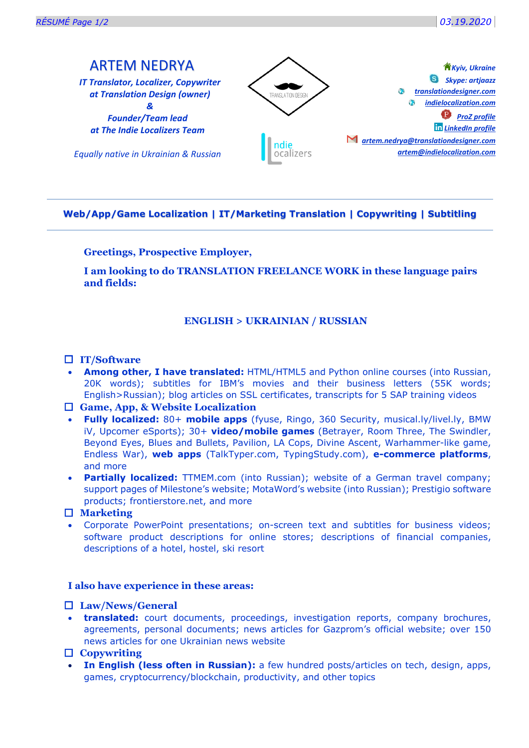# ARTEM NEDRYA

*IT Translator, Localizer, Copywriter at Translation Design (owner) & Founder/Team lead at The Indie Localizers Team*

*Equally native in Ukrainian & Russian*

TRANSLATION DESIGN

indie localizers

*Kyiv, Ukraine*
*Skype: artjaazz*
*translationdesigner.com*
*indielocalization.com*
*ProZ profile*
*LinkedIn profile*
*artem.nedrya@translationdesigner.com*
*artem@indielocalization.com*

---

**Web/App/Game Localization | IT/Marketing Translation | Copywriting | Subtitling**

---

**Greetings, Prospective Employer,**

**I am looking to do TRANSLATION FREELANCE WORK in these language pairs and fields:**

**ENGLISH > UKRAINIAN / RUSSIAN**

### IT/Software

- **Among other, I have translated:** HTML/HTML5 and Python online courses (into Russian, 20K words); subtitles for IBM's movies and their business letters (55K words; English>Russian); blog articles on SSL certificates, transcripts for 5 SAP training videos

### Game, App, & Website Localization

- **Fully localized:** 80+ **mobile apps** (fyuse, Ringo, 360 Security, musical.ly/livel.ly, BMW iV, Upcomer eSports); 30+ **video/mobile games** (Betrayer, Room Three, The Swindler, Beyond Eyes, Blues and Bullets, Pavilion, LA Cops, Divine Ascent, Warhammer-like game, Endless War), **web apps** (TalkTyper.com, TypingStudy.com), **e-commerce platforms**, and more
- **Partially localized:** TTMEM.com (into Russian); website of a German travel company; support pages of Milestone's website; MotaWord's website (into Russian); Prestigio software products; frontierstore.net, and more

### Marketing

- Corporate PowerPoint presentations; on-screen text and subtitles for business videos; software product descriptions for online stores; descriptions of financial companies, descriptions of a hotel, hostel, ski resort

**I also have experience in these areas:**

### Law/News/General

- **translated:** court documents, proceedings, investigation reports, company brochures, agreements, personal documents; news articles for Gazprom's official website; over 150 news articles for one Ukrainian news website

### Copywriting

- **In English (less often in Russian):** a few hundred posts/articles on tech, design, apps, games, cryptocurrency/blockchain, productivity, and other topics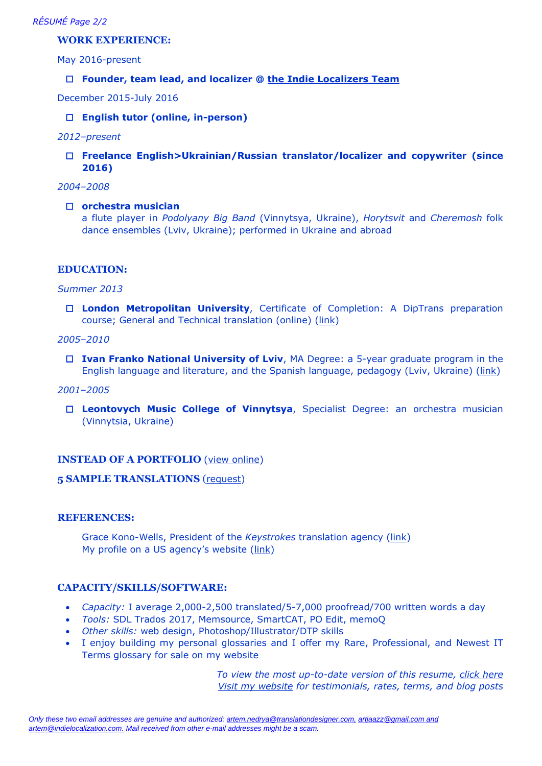## WORK EXPERIENCE:

May 2016-present

- **Founder, team lead, and localizer @ the Indie Localizers Team**

December 2015-July 2016

- **English tutor (online, in-person)**

*2012–present*

- **Freelance English>Ukrainian/Russian translator/localizer and copywriter (since 2016)**

*2004–2008*

- **orchestra musician**
  a flute player in *Podolyany Big Band* (Vinnytsya, Ukraine), *Horytsvit* and *Cheremosh* folk dance ensembles (Lviv, Ukraine); performed in Ukraine and abroad

## EDUCATION:

*Summer 2013*

- **London Metropolitan University**, Certificate of Completion: A DipTrans preparation course; General and Technical translation (online) (link)

*2005–2010*

- **Ivan Franko National University of Lviv**, MA Degree: a 5-year graduate program in the English language and literature, and the Spanish language, pedagogy (Lviv, Ukraine) (link)

*2001–2005*

- **Leontovych Music College of Vinnytsya**, Specialist Degree: an orchestra musician (Vinnytsia, Ukraine)

## INSTEAD OF A PORTFOLIO (view online)

## 5 SAMPLE TRANSLATIONS (request)

## REFERENCES:

Grace Kono-Wells, President of the *Keystrokes* translation agency (link)
My profile on a US agency's website (link)

## CAPACITY/SKILLS/SOFTWARE:

- *Capacity:* I average 2,000-2,500 translated/5-7,000 proofread/700 written words a day
- *Tools:* SDL Trados 2017, Memsource, SmartCAT, PO Edit, memoQ
- *Other skills:* web design, Photoshop/Illustrator/DTP skills
- I enjoy building my personal glossaries and I offer my Rare, Professional, and Newest IT Terms glossary for sale on my website

*To view the most up-to-date version of this resume, click here*
*Visit my website for testimonials, rates, terms, and blog posts*

*Only these two email addresses are genuine and authorized: artem.nedrya@translationdesigner.com, artjaazz@gmail.com and artem@indielocalization.com. Mail received from other e-mail addresses might be a scam.*